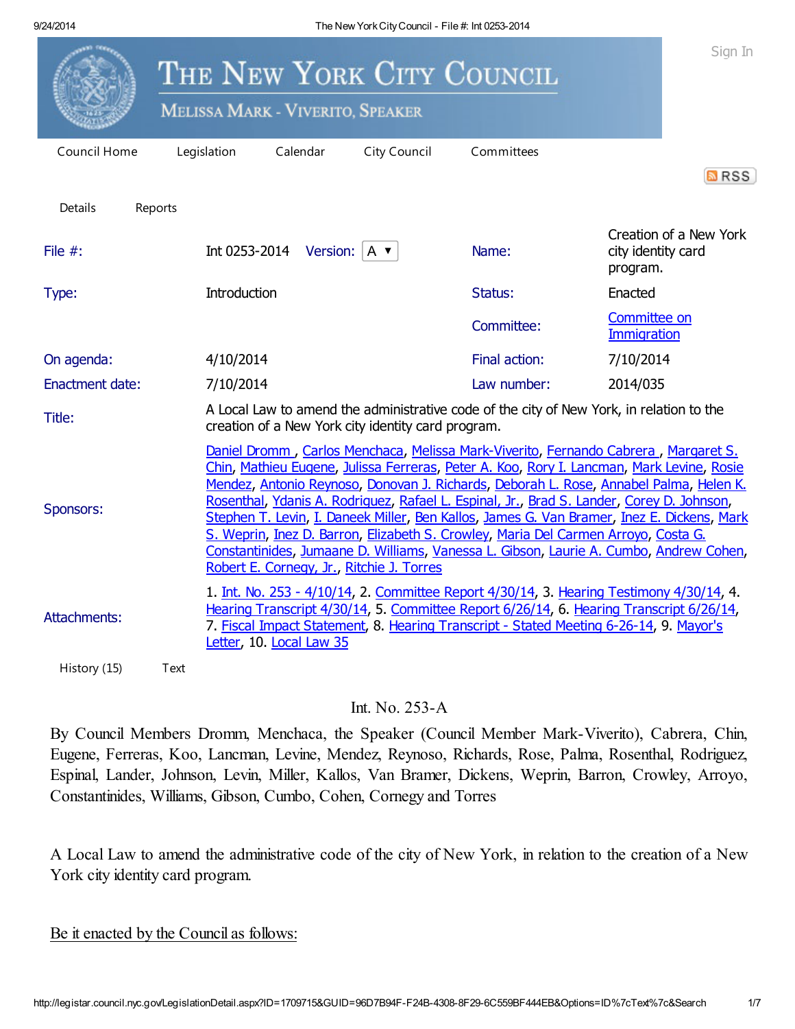# The New York City Council

Melissa Mark - Viverito, Speaker

Council Home | Legislation | Calendar | City Council | Committees

Details | Reports

| | | | |
|---|---|---|---|
| File #: | Int 0253-2014 Version: A | Name: | Creation of a New York city identity card program. |
| Type: | Introduction | Status: | Enacted |
| | | Committee: | Committee on Immigration |
| On agenda: | 4/10/2014 | Final action: | 7/10/2014 |
| Enactment date: | 7/10/2014 | Law number: | 2014/035 |
| Title: | A Local Law to amend the administrative code of the city of New York, in relation to the creation of a New York city identity card program. | | |
| Sponsors: | Daniel Dromm , Carlos Menchaca, Melissa Mark-Viverito, Fernando Cabrera , Margaret S. Chin, Mathieu Eugene, Julissa Ferreras, Peter A. Koo, Rory I. Lancman, Mark Levine, Rosie Mendez, Antonio Reynoso, Donovan J. Richards, Deborah L. Rose, Annabel Palma, Helen K. Rosenthal, Ydanis A. Rodriguez, Rafael L. Espinal, Jr., Brad S. Lander, Corey D. Johnson, Stephen T. Levin, I. Daneek Miller, Ben Kallos, James G. Van Bramer, Inez E. Dickens, Mark S. Weprin, Inez D. Barron, Elizabeth S. Crowley, Maria Del Carmen Arroyo, Costa G. Constantinides, Jumaane D. Williams, Vanessa L. Gibson, Laurie A. Cumbo, Andrew Cohen, Robert E. Cornegy, Jr., Ritchie J. Torres | | |
| Attachments: | 1. Int. No. 253 - 4/10/14, 2. Committee Report 4/30/14, 3. Hearing Testimony 4/30/14, 4. Hearing Transcript 4/30/14, 5. Committee Report 6/26/14, 6. Hearing Transcript 6/26/14, 7. Fiscal Impact Statement, 8. Hearing Transcript - Stated Meeting 6-26-14, 9. Mayor's Letter, 10. Local Law 35 | | |

History (15) | Text

Int. No. 253-A

By Council Members Dromm, Menchaca, the Speaker (Council Member Mark-Viverito), Cabrera, Chin, Eugene, Ferreras, Koo, Lancman, Levine, Mendez, Reynoso, Richards, Rose, Palma, Rosenthal, Rodriguez, Espinal, Lander, Johnson, Levin, Miller, Kallos, Van Bramer, Dickens, Weprin, Barron, Crowley, Arroyo, Constantinides, Williams, Gibson, Cumbo, Cohen, Cornegy and Torres

A Local Law to amend the administrative code of the city of New York, in relation to the creation of a New York city identity card program.

Be it enacted by the Council as follows: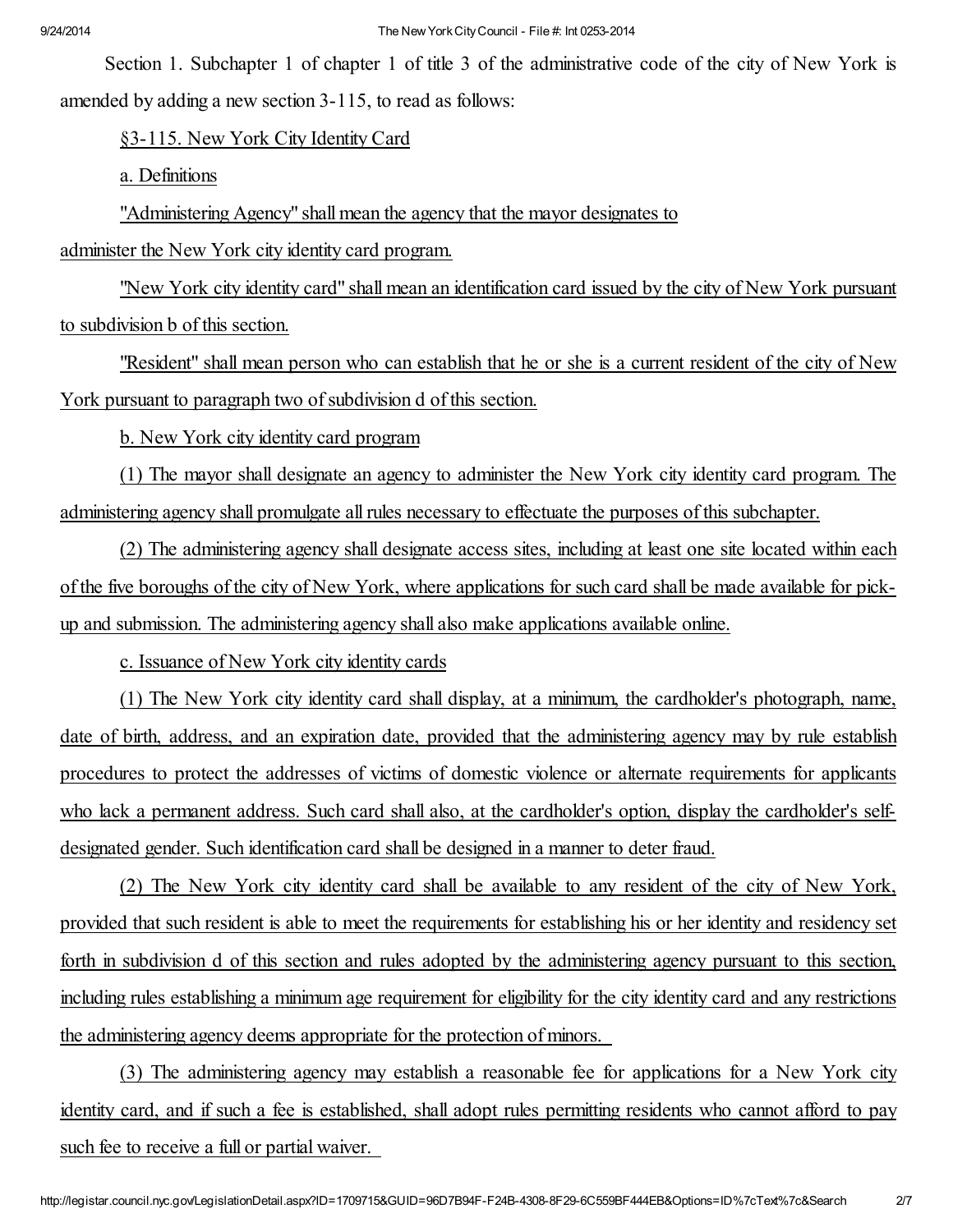Section 1. Subchapter 1 of chapter 1 of title 3 of the administrative code of the city of New York is amended by adding a new section 3-115, to read as follows:

§3-115. New York City Identity Card

a. Definitions

"Administering Agency" shall mean the agency that the mayor designates to administer the New York city identity card program.

"New York city identity card" shall mean an identification card issued by the city of New York pursuant to subdivision b of this section.

"Resident" shall mean person who can establish that he or she is a current resident of the city of New York pursuant to paragraph two of subdivision d of this section.

b. New York city identity card program

(1) The mayor shall designate an agency to administer the New York city identity card program. The administering agency shall promulgate all rules necessary to effectuate the purposes of this subchapter.

(2) The administering agency shall designate access sites, including at least one site located within each of the five boroughs of the city of New York, where applications for such card shall be made available for pick-up and submission. The administering agency shall also make applications available online.

c. Issuance of New York city identity cards

(1) The New York city identity card shall display, at a minimum, the cardholder's photograph, name, date of birth, address, and an expiration date, provided that the administering agency may by rule establish procedures to protect the addresses of victims of domestic violence or alternate requirements for applicants who lack a permanent address. Such card shall also, at the cardholder's option, display the cardholder's self-designated gender. Such identification card shall be designed in a manner to deter fraud.

(2) The New York city identity card shall be available to any resident of the city of New York, provided that such resident is able to meet the requirements for establishing his or her identity and residency set forth in subdivision d of this section and rules adopted by the administering agency pursuant to this section, including rules establishing a minimum age requirement for eligibility for the city identity card and any restrictions the administering agency deems appropriate for the protection of minors.

(3) The administering agency may establish a reasonable fee for applications for a New York city identity card, and if such a fee is established, shall adopt rules permitting residents who cannot afford to pay such fee to receive a full or partial waiver.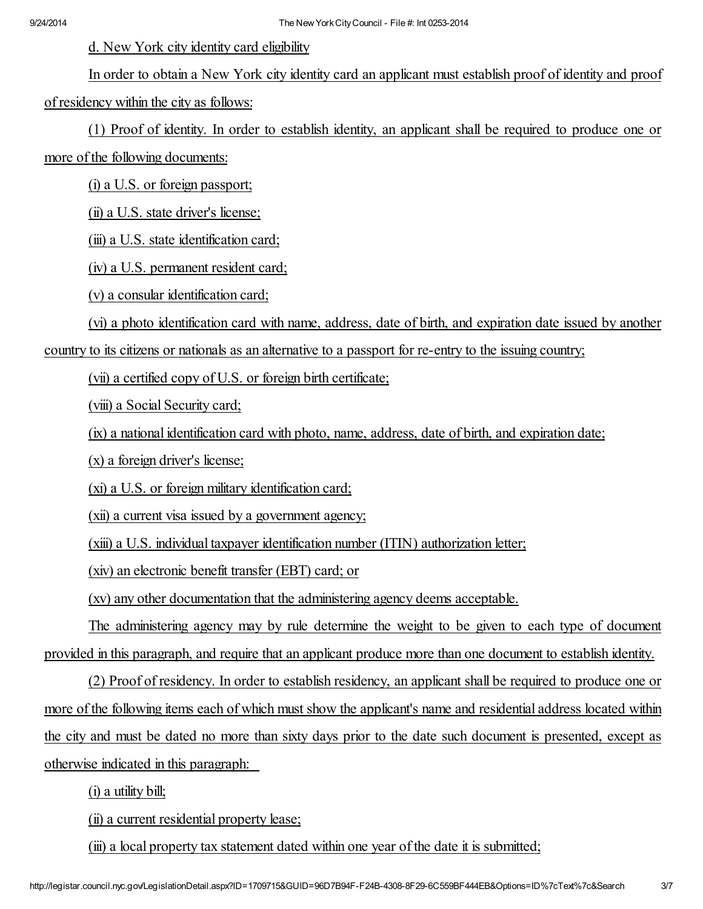d. New York city identity card eligibility

In order to obtain a New York city identity card an applicant must establish proof of identity and proof of residency within the city as follows:

(1) Proof of identity. In order to establish identity, an applicant shall be required to produce one or more of the following documents:

(i) a U.S. or foreign passport;

(ii) a U.S. state driver's license;

(iii) a U.S. state identification card;

(iv) a U.S. permanent resident card;

(v) a consular identification card;

(vi) a photo identification card with name, address, date of birth, and expiration date issued by another country to its citizens or nationals as an alternative to a passport for re-entry to the issuing country;

(vii) a certified copy of U.S. or foreign birth certificate;

(viii) a Social Security card;

(ix) a national identification card with photo, name, address, date of birth, and expiration date;

(x) a foreign driver's license;

(xi) a U.S. or foreign military identification card;

(xii) a current visa issued by a government agency;

(xiii) a U.S. individual taxpayer identification number (ITIN) authorization letter;

(xiv) an electronic benefit transfer (EBT) card; or

(xv) any other documentation that the administering agency deems acceptable.

The administering agency may by rule determine the weight to be given to each type of document provided in this paragraph, and require that an applicant produce more than one document to establish identity.

(2) Proof of residency. In order to establish residency, an applicant shall be required to produce one or more of the following items each of which must show the applicant's name and residential address located within the city and must be dated no more than sixty days prior to the date such document is presented, except as otherwise indicated in this paragraph:

(i) a utility bill;

(ii) a current residential property lease;

(iii) a local property tax statement dated within one year of the date it is submitted;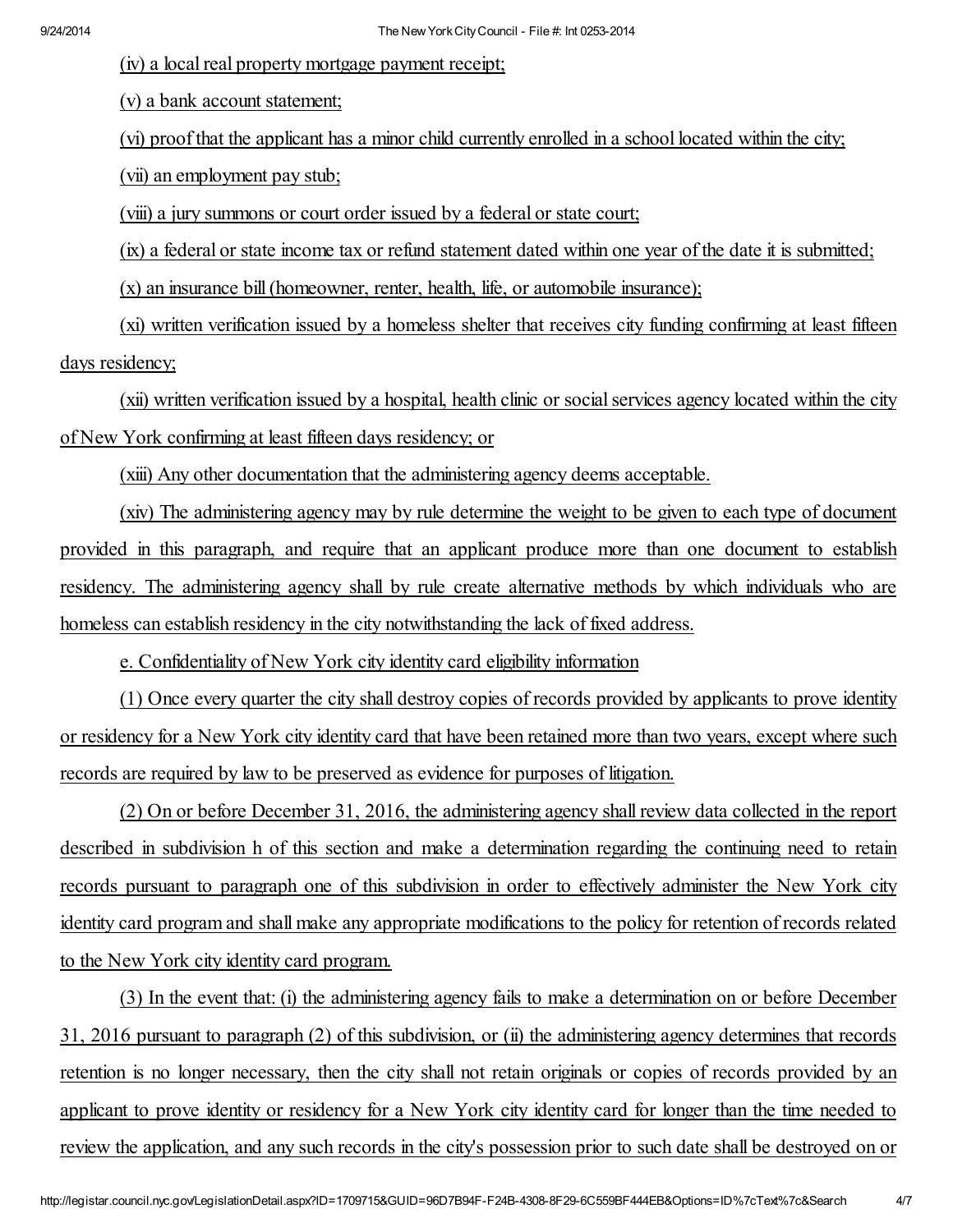(iv) a local real property mortgage payment receipt;

(v) a bank account statement;

(vi) proof that the applicant has a minor child currently enrolled in a school located within the city;

(vii) an employment pay stub;

(viii) a jury summons or court order issued by a federal or state court;

(ix) a federal or state income tax or refund statement dated within one year of the date it is submitted;

(x) an insurance bill (homeowner, renter, health, life, or automobile insurance);

(xi) written verification issued by a homeless shelter that receives city funding confirming at least fifteen days residency;

(xii) written verification issued by a hospital, health clinic or social services agency located within the city of New York confirming at least fifteen days residency; or

(xiii) Any other documentation that the administering agency deems acceptable.

(xiv) The administering agency may by rule determine the weight to be given to each type of document provided in this paragraph, and require that an applicant produce more than one document to establish residency. The administering agency shall by rule create alternative methods by which individuals who are homeless can establish residency in the city notwithstanding the lack of fixed address.

e. Confidentiality of New York city identity card eligibility information

(1) Once every quarter the city shall destroy copies of records provided by applicants to prove identity or residency for a New York city identity card that have been retained more than two years, except where such records are required by law to be preserved as evidence for purposes of litigation.

(2) On or before December 31, 2016, the administering agency shall review data collected in the report described in subdivision h of this section and make a determination regarding the continuing need to retain records pursuant to paragraph one of this subdivision in order to effectively administer the New York city identity card program and shall make any appropriate modifications to the policy for retention of records related to the New York city identity card program.

(3) In the event that: (i) the administering agency fails to make a determination on or before December 31, 2016 pursuant to paragraph (2) of this subdivision, or (ii) the administering agency determines that records retention is no longer necessary, then the city shall not retain originals or copies of records provided by an applicant to prove identity or residency for a New York city identity card for longer than the time needed to review the application, and any such records in the city's possession prior to such date shall be destroyed on or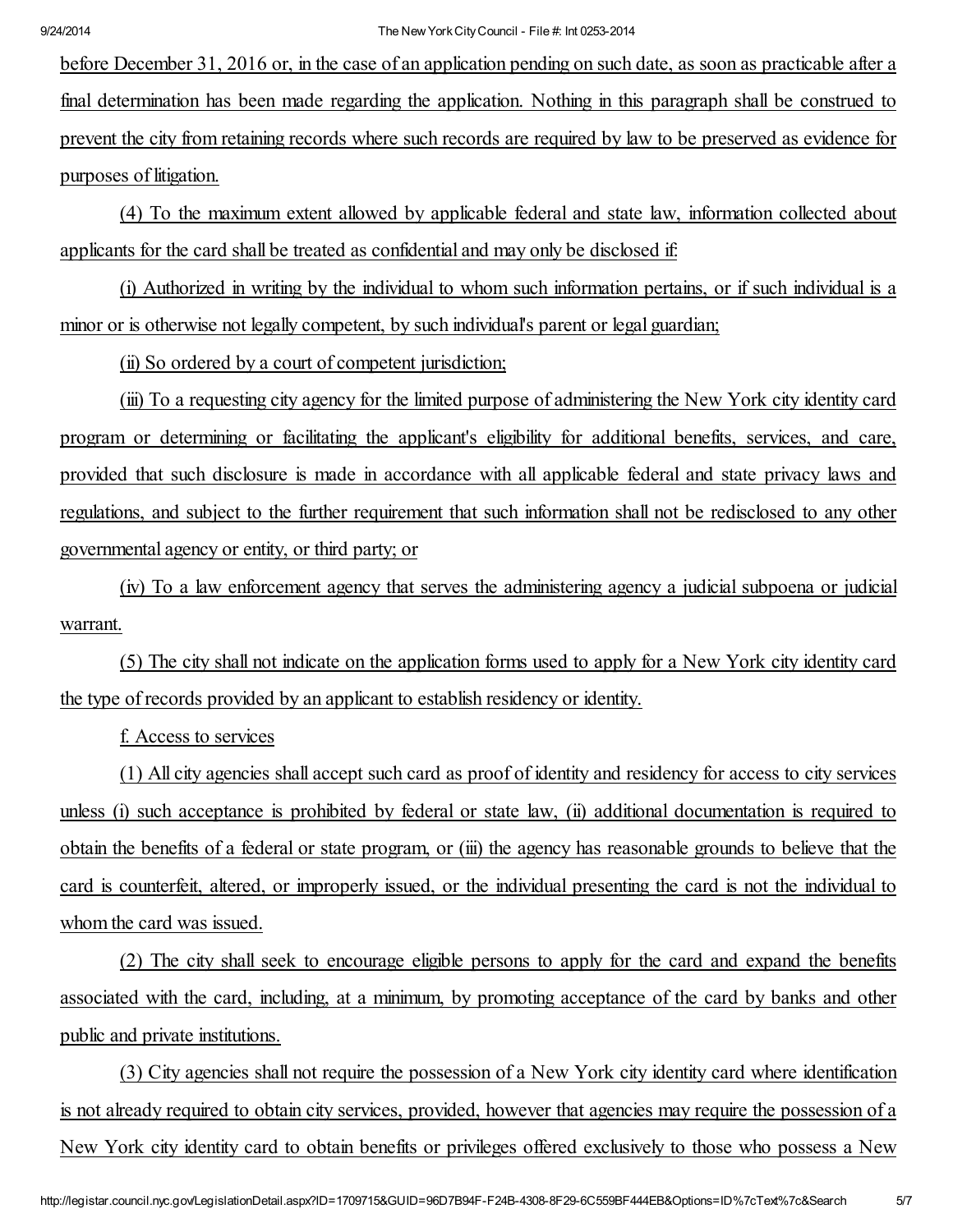before December 31, 2016 or, in the case of an application pending on such date, as soon as practicable after a final determination has been made regarding the application. Nothing in this paragraph shall be construed to prevent the city from retaining records where such records are required by law to be preserved as evidence for purposes of litigation.

(4) To the maximum extent allowed by applicable federal and state law, information collected about applicants for the card shall be treated as confidential and may only be disclosed if:

(i) Authorized in writing by the individual to whom such information pertains, or if such individual is a minor or is otherwise not legally competent, by such individual's parent or legal guardian;

(ii) So ordered by a court of competent jurisdiction;

(iii) To a requesting city agency for the limited purpose of administering the New York city identity card program or determining or facilitating the applicant's eligibility for additional benefits, services, and care, provided that such disclosure is made in accordance with all applicable federal and state privacy laws and regulations, and subject to the further requirement that such information shall not be redisclosed to any other governmental agency or entity, or third party; or

(iv) To a law enforcement agency that serves the administering agency a judicial subpoena or judicial warrant.

(5) The city shall not indicate on the application forms used to apply for a New York city identity card the type of records provided by an applicant to establish residency or identity.

f. Access to services

(1) All city agencies shall accept such card as proof of identity and residency for access to city services unless (i) such acceptance is prohibited by federal or state law, (ii) additional documentation is required to obtain the benefits of a federal or state program, or (iii) the agency has reasonable grounds to believe that the card is counterfeit, altered, or improperly issued, or the individual presenting the card is not the individual to whom the card was issued.

(2) The city shall seek to encourage eligible persons to apply for the card and expand the benefits associated with the card, including, at a minimum, by promoting acceptance of the card by banks and other public and private institutions.

(3) City agencies shall not require the possession of a New York city identity card where identification is not already required to obtain city services, provided, however that agencies may require the possession of a New York city identity card to obtain benefits or privileges offered exclusively to those who possess a New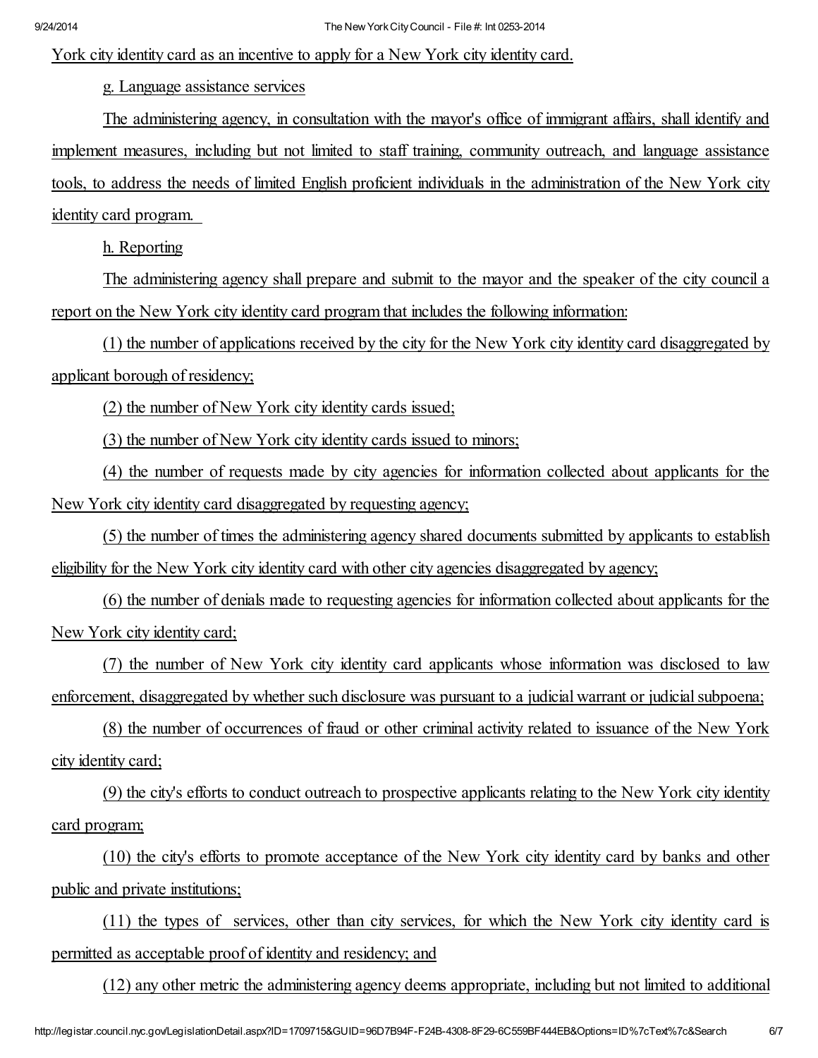York city identity card as an incentive to apply for a New York city identity card.

g. Language assistance services

The administering agency, in consultation with the mayor's office of immigrant affairs, shall identify and implement measures, including but not limited to staff training, community outreach, and language assistance tools, to address the needs of limited English proficient individuals in the administration of the New York city identity card program.

h. Reporting

The administering agency shall prepare and submit to the mayor and the speaker of the city council a report on the New York city identity card program that includes the following information:

(1) the number of applications received by the city for the New York city identity card disaggregated by applicant borough of residency;

(2) the number of New York city identity cards issued;

(3) the number of New York city identity cards issued to minors;

(4) the number of requests made by city agencies for information collected about applicants for the New York city identity card disaggregated by requesting agency;

(5) the number of times the administering agency shared documents submitted by applicants to establish eligibility for the New York city identity card with other city agencies disaggregated by agency;

(6) the number of denials made to requesting agencies for information collected about applicants for the New York city identity card;

(7) the number of New York city identity card applicants whose information was disclosed to law enforcement, disaggregated by whether such disclosure was pursuant to a judicial warrant or judicial subpoena;

(8) the number of occurrences of fraud or other criminal activity related to issuance of the New York city identity card;

(9) the city's efforts to conduct outreach to prospective applicants relating to the New York city identity card program;

(10) the city's efforts to promote acceptance of the New York city identity card by banks and other public and private institutions;

(11) the types of services, other than city services, for which the New York city identity card is permitted as acceptable proof of identity and residency; and

(12) any other metric the administering agency deems appropriate, including but not limited to additional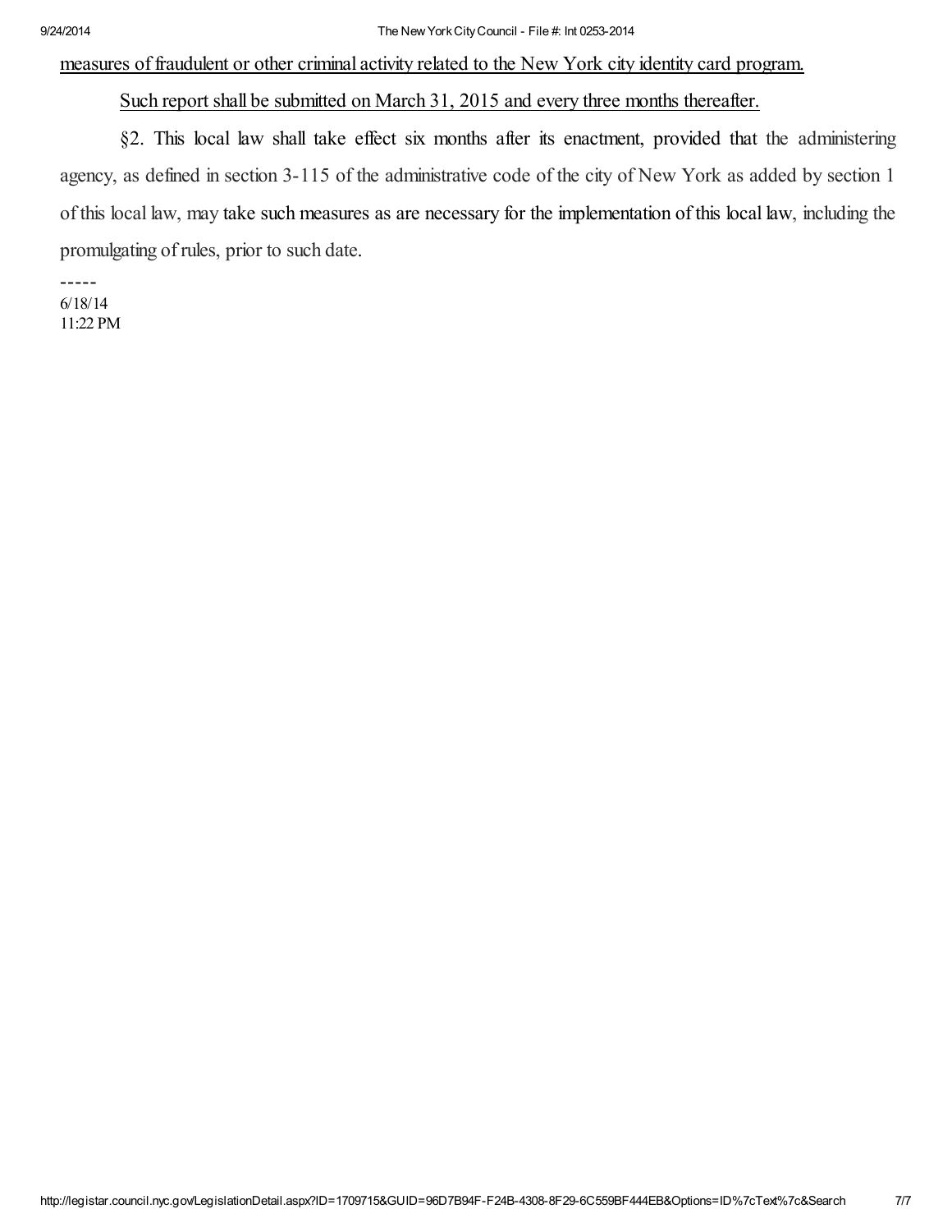measures of fraudulent or other criminal activity related to the New York city identity card program.

Such report shall be submitted on March 31, 2015 and every three months thereafter.

§2. This local law shall take effect six months after its enactment, provided that the administering agency, as defined in section 3-115 of the administrative code of the city of New York as added by section 1 of this local law, may take such measures as are necessary for the implementation of this local law, including the promulgating of rules, prior to such date.

-----
6/18/14
11:22 PM